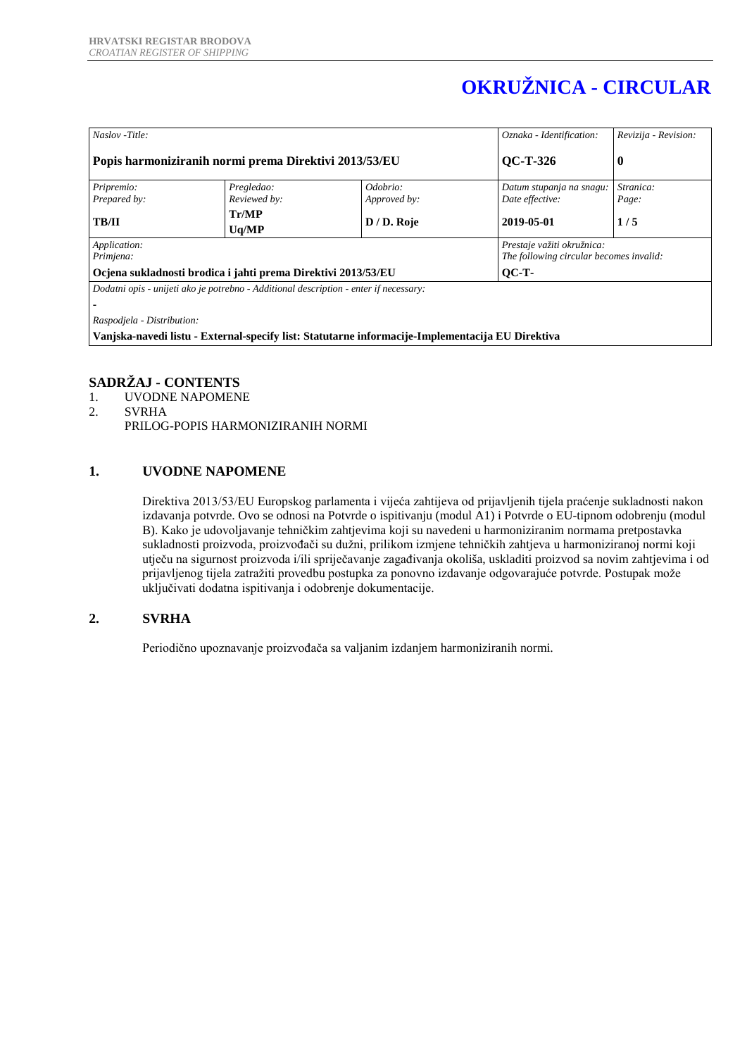# OKRUŽNICA - CIRCULAR

| *Naslov -Title:* | | | *Oznaka - Identification:* | *Revizija - Revision:* |
|---|---|---|---|---|
| **Popis harmoniziranih normi prema Direktivi 2013/53/EU** | | | **QC-T-326** | **0** |
| *Pripremio: Prepared by:* **TB/II** | *Pregledao: Reviewed by:* **Tr/MP Uq/MP** | *Odobrio: Approved by:* **D / D. Roje** | *Datum stupanja na snagu: Date effective:* **2019-05-01** | *Stranica: Page:* **1 / 5** |
| *Application: Primjena:* | | | *Prestaje važiti okružnica: The following circular becomes invalid:* | |
| **Ocjena sukladnosti brodica i jahti prema Direktivi 2013/53/EU** | | | **QC-T-** | |
| *Dodatni opis - unijeti ako je potrebno - Additional description - enter if necessary:* - | | | | |
| *Raspodjela - Distribution:* **Vanjska-navedi listu - External-specify list: Statutarne informacije-Implementacija EU Direktiva** | | | | |

## SADRŽAJ - CONTENTS

1. UVODNE NAPOMENE
2. SVRHA

PRILOG-POPIS HARMONIZIRANIH NORMI

## 1. UVODNE NAPOMENE

Direktiva 2013/53/EU Europskog parlamenta i vijeća zahtijeva od prijavljenih tijela praćenje sukladnosti nakon izdavanja potvrde. Ovo se odnosi na Potvrde o ispitivanju (modul A1) i Potvrde o EU-tipnom odobrenju (modul B). Kako je udovoljavanje tehničkim zahtjevima koji su navedeni u harmoniziranim normama pretpostavka sukladnosti proizvoda, proizvođači su dužni, prilikom izmjene tehničkih zahtjeva u harmoniziranoj normi koji utječu na sigurnost proizvoda i/ili spriječavanje zagađivanja okoliša, uskladiti proizvod sa novim zahtjevima i od prijavljenog tijela zatražiti provedbu postupka za ponovno izdavanje odgovarajuće potvrde. Postupak može uključivati dodatna ispitivanja i odobrenje dokumentacije.

## 2. SVRHA

Periodično upoznavanje proizvođača sa valjanim izdanjem harmoniziranih normi.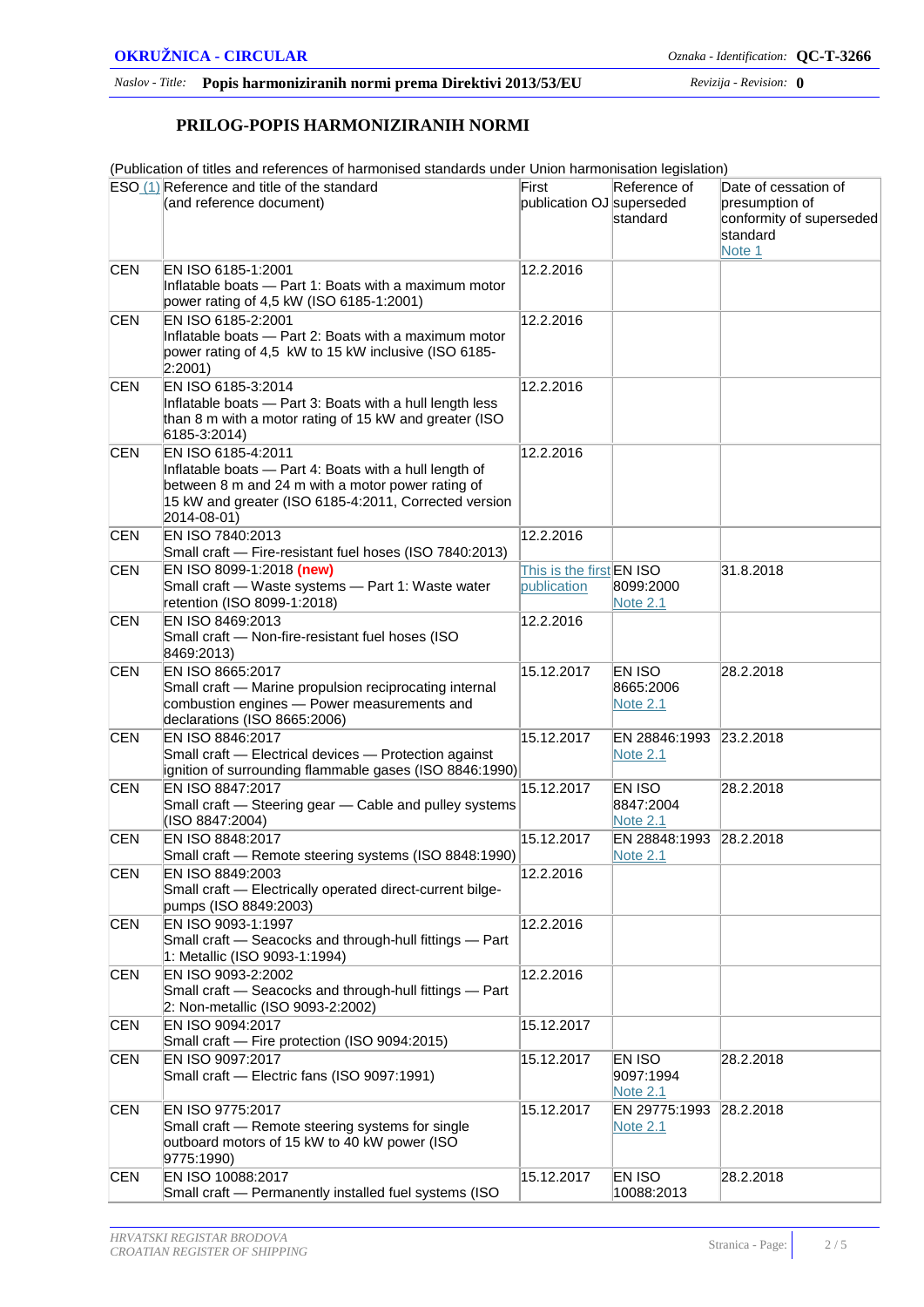## PRILOG-POPIS HARMONIZIRANIH NORMI

(Publication of titles and references of harmonised standards under Union harmonisation legislation)

| ESO (1) | Reference and title of the standard (and reference document) | First publication OJ | Reference of superseded standard | Date of cessation of presumption of conformity of superseded standard Note 1 |
|---|---|---|---|---|
| CEN | EN ISO 6185-1:2001 Inflatable boats — Part 1: Boats with a maximum motor power rating of 4,5 kW (ISO 6185-1:2001) | 12.2.2016 | | |
| CEN | EN ISO 6185-2:2001 Inflatable boats — Part 2: Boats with a maximum motor power rating of 4,5 kW to 15 kW inclusive (ISO 6185-2:2001) | 12.2.2016 | | |
| CEN | EN ISO 6185-3:2014 Inflatable boats — Part 3: Boats with a hull length less than 8 m with a motor rating of 15 kW and greater (ISO 6185-3:2014) | 12.2.2016 | | |
| CEN | EN ISO 6185-4:2011 Inflatable boats — Part 4: Boats with a hull length of between 8 m and 24 m with a motor power rating of 15 kW and greater (ISO 6185-4:2011, Corrected version 2014-08-01) | 12.2.2016 | | |
| CEN | EN ISO 7840:2013 Small craft — Fire-resistant fuel hoses (ISO 7840:2013) | 12.2.2016 | | |
| CEN | EN ISO 8099-1:2018 **(new)** Small craft — Waste systems — Part 1: Waste water retention (ISO 8099-1:2018) | This is the first publication | EN ISO 8099:2000 Note 2.1 | 31.8.2018 |
| CEN | EN ISO 8469:2013 Small craft — Non-fire-resistant fuel hoses (ISO 8469:2013) | 12.2.2016 | | |
| CEN | EN ISO 8665:2017 Small craft — Marine propulsion reciprocating internal combustion engines — Power measurements and declarations (ISO 8665:2006) | 15.12.2017 | EN ISO 8665:2006 Note 2.1 | 28.2.2018 |
| CEN | EN ISO 8846:2017 Small craft — Electrical devices — Protection against ignition of surrounding flammable gases (ISO 8846:1990) | 15.12.2017 | EN 28846:1993 Note 2.1 | 23.2.2018 |
| CEN | EN ISO 8847:2017 Small craft — Steering gear — Cable and pulley systems (ISO 8847:2004) | 15.12.2017 | EN ISO 8847:2004 Note 2.1 | 28.2.2018 |
| CEN | EN ISO 8848:2017 Small craft — Remote steering systems (ISO 8848:1990) | 15.12.2017 | EN 28848:1993 Note 2.1 | 28.2.2018 |
| CEN | EN ISO 8849:2003 Small craft — Electrically operated direct-current bilge-pumps (ISO 8849:2003) | 12.2.2016 | | |
| CEN | EN ISO 9093-1:1997 Small craft — Seacocks and through-hull fittings — Part 1: Metallic (ISO 9093-1:1994) | 12.2.2016 | | |
| CEN | EN ISO 9093-2:2002 Small craft — Seacocks and through-hull fittings — Part 2: Non-metallic (ISO 9093-2:2002) | 12.2.2016 | | |
| CEN | EN ISO 9094:2017 Small craft — Fire protection (ISO 9094:2015) | 15.12.2017 | | |
| CEN | EN ISO 9097:2017 Small craft — Electric fans (ISO 9097:1991) | 15.12.2017 | EN ISO 9097:1994 Note 2.1 | 28.2.2018 |
| CEN | EN ISO 9775:2017 Small craft — Remote steering systems for single outboard motors of 15 kW to 40 kW power (ISO 9775:1990) | 15.12.2017 | EN 29775:1993 Note 2.1 | 28.2.2018 |
| CEN | EN ISO 10088:2017 Small craft — Permanently installed fuel systems (ISO | 15.12.2017 | EN ISO 10088:2013 | 28.2.2018 |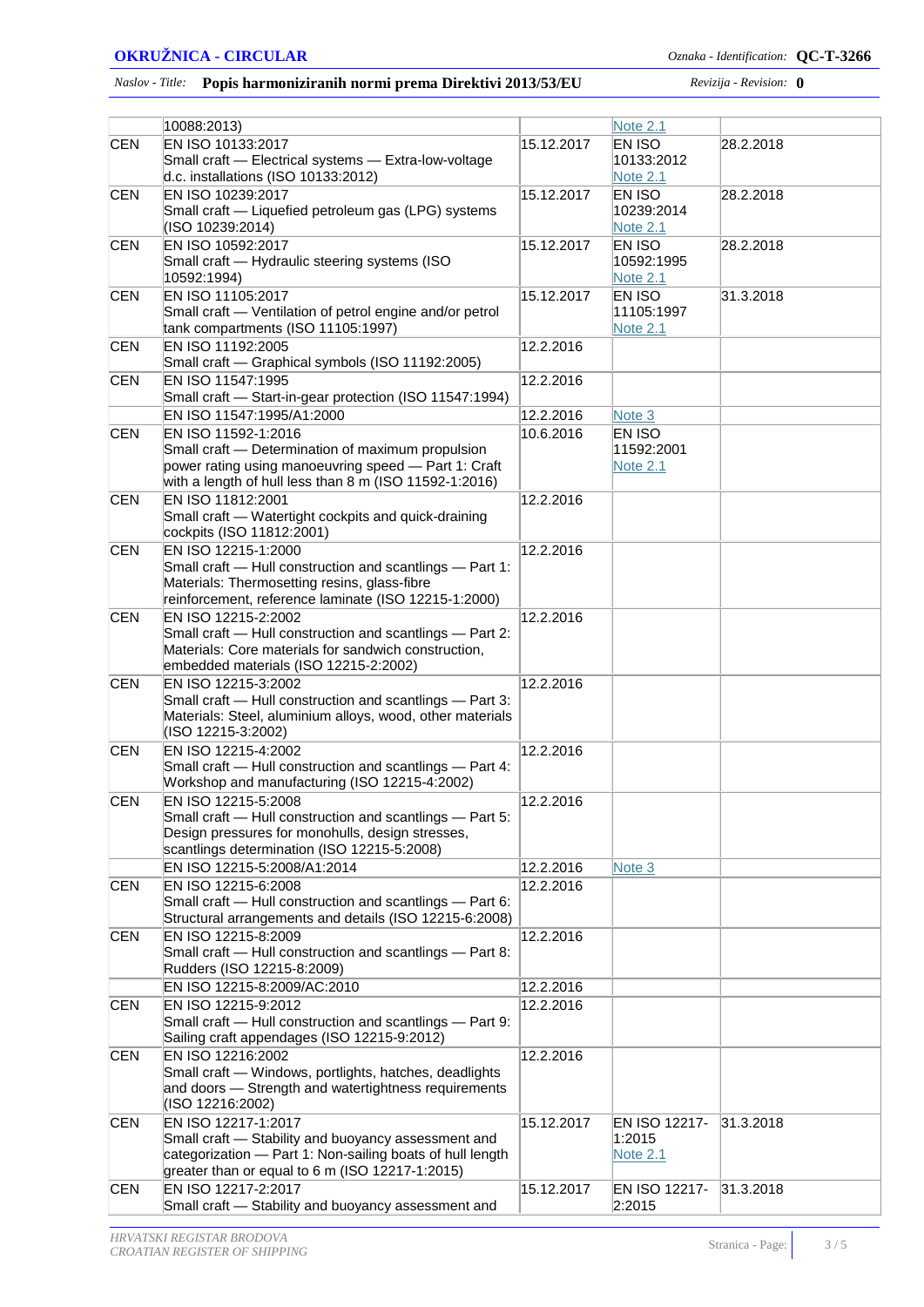| | | | | |
|---|---|---|---|---|
| | 10088:2013) | | Note 2.1 | |
| CEN | EN ISO 10133:2017<br>Small craft — Electrical systems — Extra-low-voltage d.c. installations (ISO 10133:2012) | 15.12.2017 | EN ISO 10133:2012<br>Note 2.1 | 28.2.2018 |
| CEN | EN ISO 10239:2017<br>Small craft — Liquefied petroleum gas (LPG) systems (ISO 10239:2014) | 15.12.2017 | EN ISO 10239:2014<br>Note 2.1 | 28.2.2018 |
| CEN | EN ISO 10592:2017<br>Small craft — Hydraulic steering systems (ISO 10592:1994) | 15.12.2017 | EN ISO 10592:1995<br>Note 2.1 | 28.2.2018 |
| CEN | EN ISO 11105:2017<br>Small craft — Ventilation of petrol engine and/or petrol tank compartments (ISO 11105:1997) | 15.12.2017 | EN ISO 11105:1997<br>Note 2.1 | 31.3.2018 |
| CEN | EN ISO 11192:2005<br>Small craft — Graphical symbols (ISO 11192:2005) | 12.2.2016 | | |
| CEN | EN ISO 11547:1995<br>Small craft — Start-in-gear protection (ISO 11547:1994) | 12.2.2016 | | |
| | EN ISO 11547:1995/A1:2000 | 12.2.2016 | Note 3 | |
| CEN | EN ISO 11592-1:2016<br>Small craft — Determination of maximum propulsion power rating using manoeuvring speed — Part 1: Craft with a length of hull less than 8 m (ISO 11592-1:2016) | 10.6.2016 | EN ISO 11592:2001<br>Note 2.1 | |
| CEN | EN ISO 11812:2001<br>Small craft — Watertight cockpits and quick-draining cockpits (ISO 11812:2001) | 12.2.2016 | | |
| CEN | EN ISO 12215-1:2000<br>Small craft — Hull construction and scantlings — Part 1: Materials: Thermosetting resins, glass-fibre reinforcement, reference laminate (ISO 12215-1:2000) | 12.2.2016 | | |
| CEN | EN ISO 12215-2:2002<br>Small craft — Hull construction and scantlings — Part 2: Materials: Core materials for sandwich construction, embedded materials (ISO 12215-2:2002) | 12.2.2016 | | |
| CEN | EN ISO 12215-3:2002<br>Small craft — Hull construction and scantlings — Part 3: Materials: Steel, aluminium alloys, wood, other materials (ISO 12215-3:2002) | 12.2.2016 | | |
| CEN | EN ISO 12215-4:2002<br>Small craft — Hull construction and scantlings — Part 4: Workshop and manufacturing (ISO 12215-4:2002) | 12.2.2016 | | |
| CEN | EN ISO 12215-5:2008<br>Small craft — Hull construction and scantlings — Part 5: Design pressures for monohulls, design stresses, scantlings determination (ISO 12215-5:2008) | 12.2.2016 | | |
| | EN ISO 12215-5:2008/A1:2014 | 12.2.2016 | Note 3 | |
| CEN | EN ISO 12215-6:2008<br>Small craft — Hull construction and scantlings — Part 6: Structural arrangements and details (ISO 12215-6:2008) | 12.2.2016 | | |
| CEN | EN ISO 12215-8:2009<br>Small craft — Hull construction and scantlings — Part 8: Rudders (ISO 12215-8:2009) | 12.2.2016 | | |
| | EN ISO 12215-8:2009/AC:2010 | 12.2.2016 | | |
| CEN | EN ISO 12215-9:2012<br>Small craft — Hull construction and scantlings — Part 9: Sailing craft appendages (ISO 12215-9:2012) | 12.2.2016 | | |
| CEN | EN ISO 12216:2002<br>Small craft — Windows, portlights, hatches, deadlights and doors — Strength and watertightness requirements (ISO 12216:2002) | 12.2.2016 | | |
| CEN | EN ISO 12217-1:2017<br>Small craft — Stability and buoyancy assessment and categorization — Part 1: Non-sailing boats of hull length greater than or equal to 6 m (ISO 12217-1:2015) | 15.12.2017 | EN ISO 12217-1:2015<br>Note 2.1 | 31.3.2018 |
| CEN | EN ISO 12217-2:2017<br>Small craft — Stability and buoyancy assessment and | 15.12.2017 | EN ISO 12217-2:2015 | 31.3.2018 |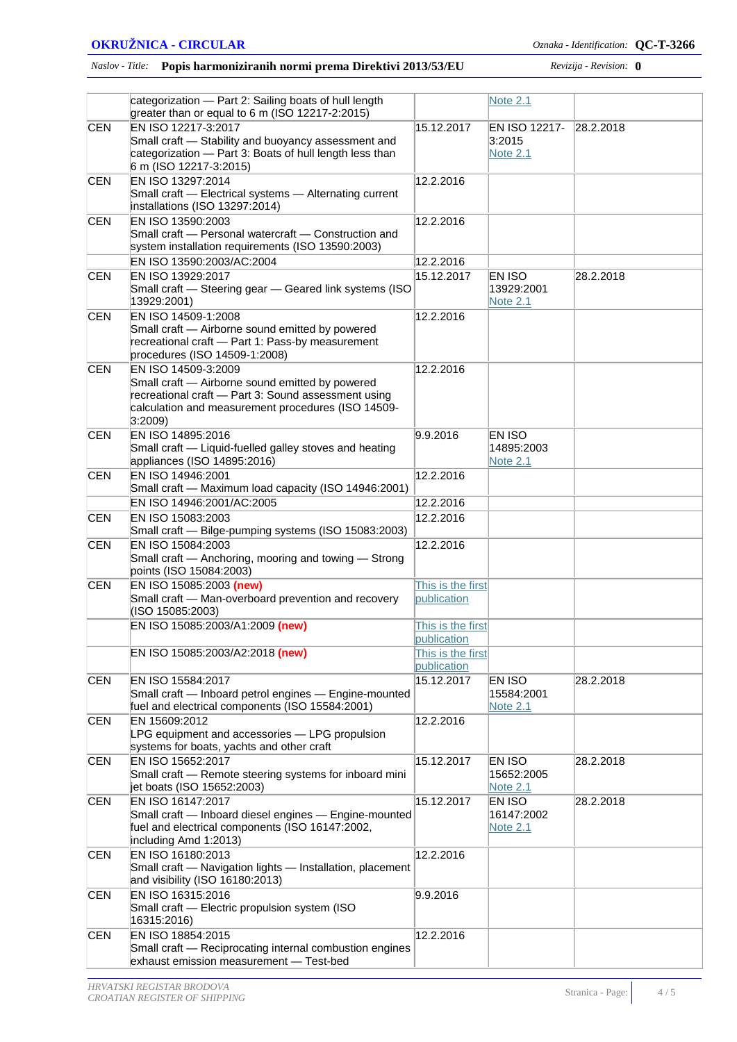| | | | | |
|---|---|---|---|---|
| | categorization — Part 2: Sailing boats of hull length greater than or equal to 6 m (ISO 12217-2:2015) | | Note 2.1 | |
| CEN | EN ISO 12217-3:2017<br>Small craft — Stability and buoyancy assessment and categorization — Part 3: Boats of hull length less than 6 m (ISO 12217-3:2015) | 15.12.2017 | EN ISO 12217-3:2015<br>Note 2.1 | 28.2.2018 |
| CEN | EN ISO 13297:2014<br>Small craft — Electrical systems — Alternating current installations (ISO 13297:2014) | 12.2.2016 | | |
| CEN | EN ISO 13590:2003<br>Small craft — Personal watercraft — Construction and system installation requirements (ISO 13590:2003) | 12.2.2016 | | |
| | EN ISO 13590:2003/AC:2004 | 12.2.2016 | | |
| CEN | EN ISO 13929:2017<br>Small craft — Steering gear — Geared link systems (ISO 13929:2001) | 15.12.2017 | EN ISO 13929:2001<br>Note 2.1 | 28.2.2018 |
| CEN | EN ISO 14509-1:2008<br>Small craft — Airborne sound emitted by powered recreational craft — Part 1: Pass-by measurement procedures (ISO 14509-1:2008) | 12.2.2016 | | |
| CEN | EN ISO 14509-3:2009<br>Small craft — Airborne sound emitted by powered recreational craft — Part 3: Sound assessment using calculation and measurement procedures (ISO 14509-3:2009) | 12.2.2016 | | |
| CEN | EN ISO 14895:2016<br>Small craft — Liquid-fuelled galley stoves and heating appliances (ISO 14895:2016) | 9.9.2016 | EN ISO 14895:2003<br>Note 2.1 | |
| CEN | EN ISO 14946:2001<br>Small craft — Maximum load capacity (ISO 14946:2001) | 12.2.2016 | | |
| | EN ISO 14946:2001/AC:2005 | 12.2.2016 | | |
| CEN | EN ISO 15083:2003<br>Small craft — Bilge-pumping systems (ISO 15083:2003) | 12.2.2016 | | |
| CEN | EN ISO 15084:2003<br>Small craft — Anchoring, mooring and towing — Strong points (ISO 15084:2003) | 12.2.2016 | | |
| CEN | EN ISO 15085:2003 **(new)**<br>Small craft — Man-overboard prevention and recovery (ISO 15085:2003) | This is the first publication | | |
| | EN ISO 15085:2003/A1:2009 **(new)** | This is the first publication | | |
| | EN ISO 15085:2003/A2:2018 **(new)** | This is the first publication | | |
| CEN | EN ISO 15584:2017<br>Small craft — Inboard petrol engines — Engine-mounted fuel and electrical components (ISO 15584:2001) | 15.12.2017 | EN ISO 15584:2001<br>Note 2.1 | 28.2.2018 |
| CEN | EN 15609:2012<br>LPG equipment and accessories — LPG propulsion systems for boats, yachts and other craft | 12.2.2016 | | |
| CEN | EN ISO 15652:2017<br>Small craft — Remote steering systems for inboard mini jet boats (ISO 15652:2003) | 15.12.2017 | EN ISO 15652:2005<br>Note 2.1 | 28.2.2018 |
| CEN | EN ISO 16147:2017<br>Small craft — Inboard diesel engines — Engine-mounted fuel and electrical components (ISO 16147:2002, including Amd 1:2013) | 15.12.2017 | EN ISO 16147:2002<br>Note 2.1 | 28.2.2018 |
| CEN | EN ISO 16180:2013<br>Small craft — Navigation lights — Installation, placement and visibility (ISO 16180:2013) | 12.2.2016 | | |
| CEN | EN ISO 16315:2016<br>Small craft — Electric propulsion system (ISO 16315:2016) | 9.9.2016 | | |
| CEN | EN ISO 18854:2015<br>Small craft — Reciprocating internal combustion engines exhaust emission measurement — Test-bed | 12.2.2016 | | |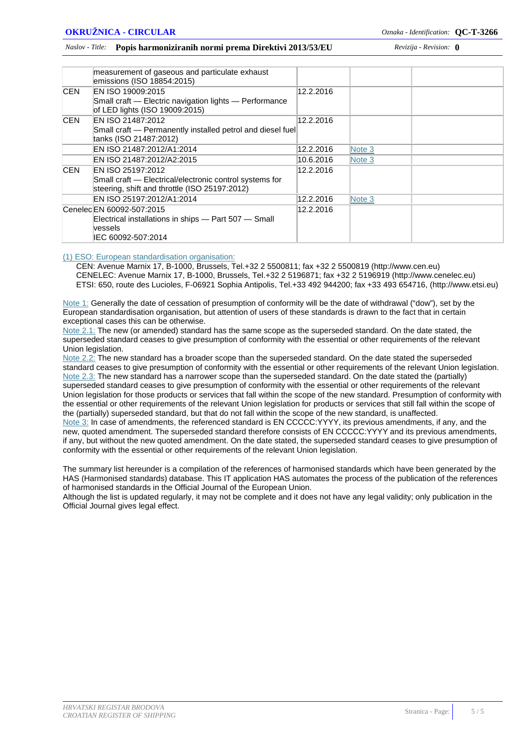| | | | | |
|---|---|---|---|---|
| | measurement of gaseous and particulate exhaust emissions (ISO 18854:2015) | | | |
| CEN | EN ISO 19009:2015<br>Small craft — Electric navigation lights — Performance of LED lights (ISO 19009:2015) | 12.2.2016 | | |
| CEN | EN ISO 21487:2012<br>Small craft — Permanently installed petrol and diesel fuel tanks (ISO 21487:2012) | 12.2.2016 | | |
| | EN ISO 21487:2012/A1:2014 | 12.2.2016 | Note 3 | |
| | EN ISO 21487:2012/A2:2015 | 10.6.2016 | Note 3 | |
| CEN | EN ISO 25197:2012<br>Small craft — Electrical/electronic control systems for steering, shift and throttle (ISO 25197:2012) | 12.2.2016 | | |
| | EN ISO 25197:2012/A1:2014 | 12.2.2016 | Note 3 | |
| Cenelec | EN 60092-507:2015<br>Electrical installations in ships — Part 507 — Small vessels<br>IEC 60092-507:2014 | 12.2.2016 | | |

(1) ESO: European standardisation organisation:

CEN: Avenue Marnix 17, B-1000, Brussels, Tel.+32 2 5500811; fax +32 2 5500819 (http://www.cen.eu)
CENELEC: Avenue Marnix 17, B-1000, Brussels, Tel.+32 2 5196871; fax +32 2 5196919 (http://www.cenelec.eu)
ETSI: 650, route des Lucioles, F-06921 Sophia Antipolis, Tel.+33 492 944200; fax +33 493 654716, (http://www.etsi.eu)

Note 1: Generally the date of cessation of presumption of conformity will be the date of withdrawal ("dow"), set by the European standardisation organisation, but attention of users of these standards is drawn to the fact that in certain exceptional cases this can be otherwise.
Note 2.1: The new (or amended) standard has the same scope as the superseded standard. On the date stated, the superseded standard ceases to give presumption of conformity with the essential or other requirements of the relevant Union legislation.
Note 2.2: The new standard has a broader scope than the superseded standard. On the date stated the superseded standard ceases to give presumption of conformity with the essential or other requirements of the relevant Union legislation.
Note 2.3: The new standard has a narrower scope than the superseded standard. On the date stated the (partially) superseded standard ceases to give presumption of conformity with the essential or other requirements of the relevant Union legislation for those products or services that fall within the scope of the new standard. Presumption of conformity with the essential or other requirements of the relevant Union legislation for products or services that still fall within the scope of the (partially) superseded standard, but that do not fall within the scope of the new standard, is unaffected.
Note 3: In case of amendments, the referenced standard is EN CCCCC:YYYY, its previous amendments, if any, and the new, quoted amendment. The superseded standard therefore consists of EN CCCCC:YYYY and its previous amendments, if any, but without the new quoted amendment. On the date stated, the superseded standard ceases to give presumption of conformity with the essential or other requirements of the relevant Union legislation.

The summary list hereunder is a compilation of the references of harmonised standards which have been generated by the HAS (Harmonised standards) database. This IT application HAS automates the process of the publication of the references of harmonised standards in the Official Journal of the European Union.
Although the list is updated regularly, it may not be complete and it does not have any legal validity; only publication in the Official Journal gives legal effect.